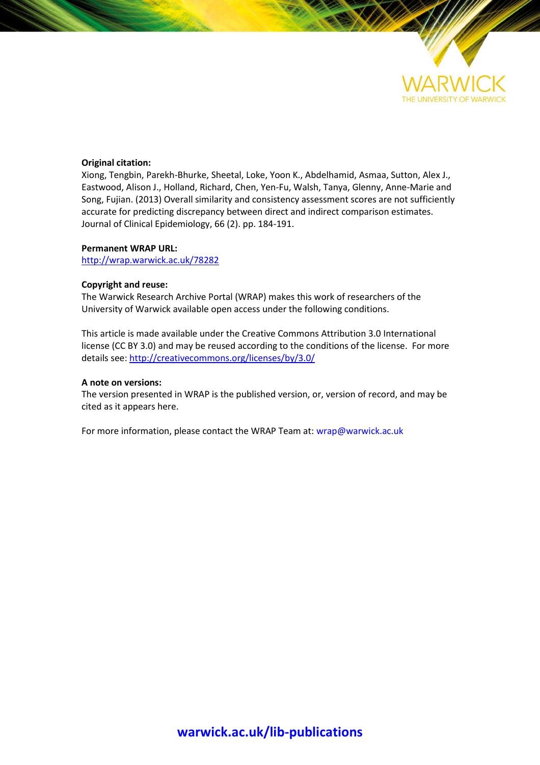**Original citation:**
Xiong, Tengbin, Parekh-Bhurke, Sheetal, Loke, Yoon K., Abdelhamid, Asmaa, Sutton, Alex J., Eastwood, Alison J., Holland, Richard, Chen, Yen-Fu, Walsh, Tanya, Glenny, Anne-Marie and Song, Fujian. (2013) Overall similarity and consistency assessment scores are not sufficiently accurate for predicting discrepancy between direct and indirect comparison estimates. Journal of Clinical Epidemiology, 66 (2). pp. 184-191.

**Permanent WRAP URL:**
http://wrap.warwick.ac.uk/78282

**Copyright and reuse:**
The Warwick Research Archive Portal (WRAP) makes this work of researchers of the University of Warwick available open access under the following conditions.

This article is made available under the Creative Commons Attribution 3.0 International license (CC BY 3.0) and may be reused according to the conditions of the license. For more details see: http://creativecommons.org/licenses/by/3.0/

**A note on versions:**
The version presented in WRAP is the published version, or, version of record, and may be cited as it appears here.

For more information, please contact the WRAP Team at: wrap@warwick.ac.uk

**warwick.ac.uk/lib-publications**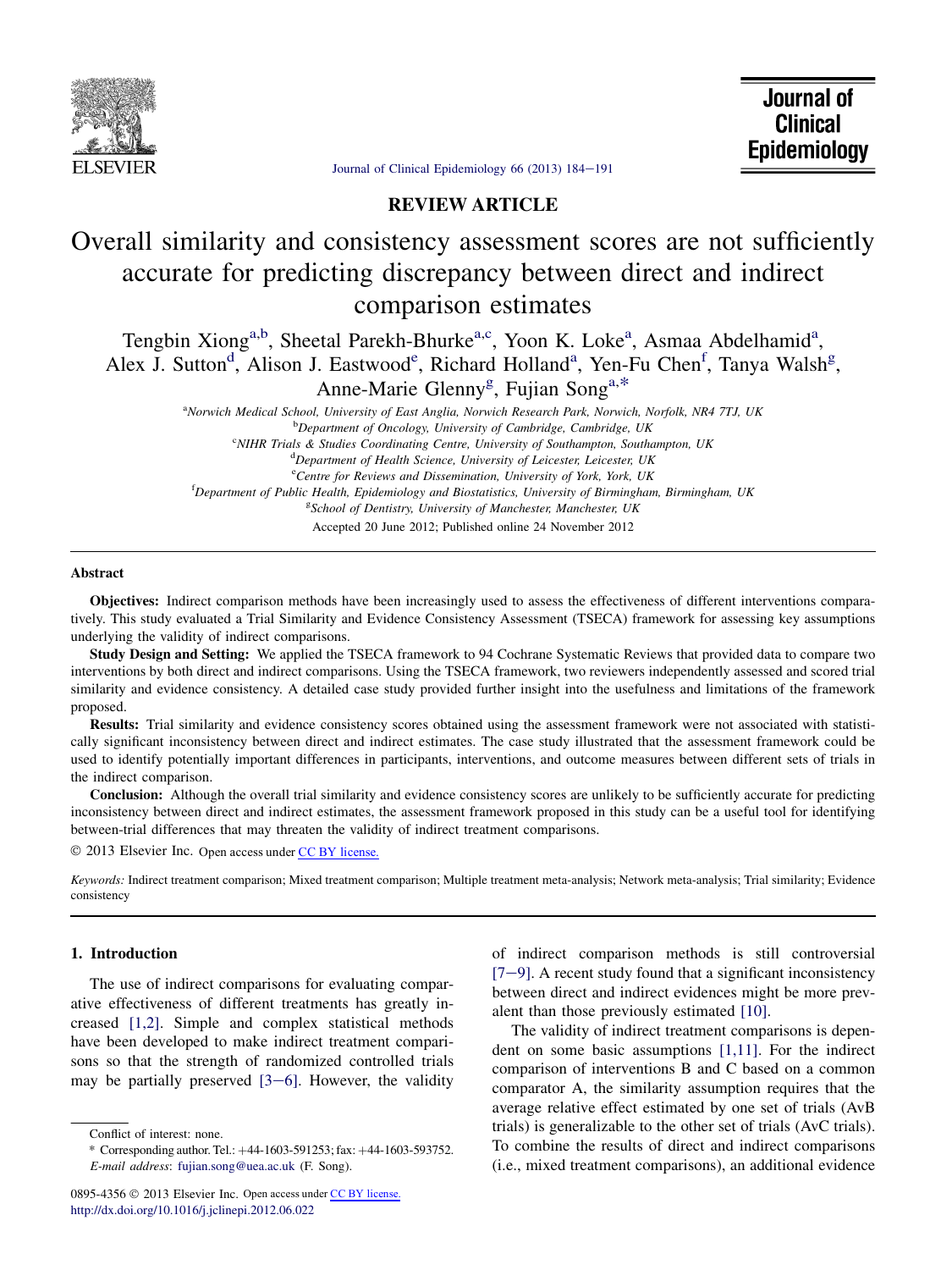# Overall similarity and consistency assessment scores are not sufficiently accurate for predicting discrepancy between direct and indirect comparison estimates

Tengbin Xiong[a,b], Sheetal Parekh-Bhurke[a,c], Yoon K. Loke[a], Asmaa Abdelhamid[a], Alex J. Sutton[d], Alison J. Eastwood[e], Richard Holland[a], Yen-Fu Chen[f], Tanya Walsh[g], Anne-Marie Glenny[g], Fujian Song[a,*]

[a]Norwich Medical School, University of East Anglia, Norwich Research Park, Norwich, Norfolk, NR4 7TJ, UK
[b]Department of Oncology, University of Cambridge, Cambridge, UK
[c]NIHR Trials & Studies Coordinating Centre, University of Southampton, Southampton, UK
[d]Department of Health Science, University of Leicester, Leicester, UK
[e]Centre for Reviews and Dissemination, University of York, York, UK
[f]Department of Public Health, Epidemiology and Biostatistics, University of Birmingham, Birmingham, UK
[g]School of Dentistry, University of Manchester, Manchester, UK

Accepted 20 June 2012; Published online 24 November 2012

REVIEW ARTICLE

## Abstract

**Objectives:** Indirect comparison methods have been increasingly used to assess the effectiveness of different interventions comparatively. This study evaluated a Trial Similarity and Evidence Consistency Assessment (TSECA) framework for assessing key assumptions underlying the validity of indirect comparisons.

**Study Design and Setting:** We applied the TSECA framework to 94 Cochrane Systematic Reviews that provided data to compare two interventions by both direct and indirect comparisons. Using the TSECA framework, two reviewers independently assessed and scored trial similarity and evidence consistency. A detailed case study provided further insight into the usefulness and limitations of the framework proposed.

**Results:** Trial similarity and evidence consistency scores obtained using the assessment framework were not associated with statistically significant inconsistency between direct and indirect estimates. The case study illustrated that the assessment framework could be used to identify potentially important differences in participants, interventions, and outcome measures between different sets of trials in the indirect comparison.

**Conclusion:** Although the overall trial similarity and evidence consistency scores are unlikely to be sufficiently accurate for predicting inconsistency between direct and indirect estimates, the assessment framework proposed in this study can be a useful tool for identifying between-trial differences that may threaten the validity of indirect treatment comparisons.

© 2013 Elsevier Inc. Open access under CC BY license.

*Keywords:* Indirect treatment comparison; Mixed treatment comparison; Multiple treatment meta-analysis; Network meta-analysis; Trial similarity; Evidence consistency

## 1. Introduction

The use of indirect comparisons for evaluating comparative effectiveness of different treatments has greatly increased [1,2]. Simple and complex statistical methods have been developed to make indirect treatment comparisons so that the strength of randomized controlled trials may be partially preserved [3–6]. However, the validity of indirect comparison methods is still controversial [7–9]. A recent study found that a significant inconsistency between direct and indirect evidences might be more prevalent than those previously estimated [10].

The validity of indirect treatment comparisons is dependent on some basic assumptions [1,11]. For the indirect comparison of interventions B and C based on a common comparator A, the similarity assumption requires that the average relative effect estimated by one set of trials (AvB trials) is generalizable to the other set of trials (AvC trials). To combine the results of direct and indirect comparisons (i.e., mixed treatment comparisons), an additional evidence

Conflict of interest: none.

\* Corresponding author. Tel.: +44-1603-591253; fax: +44-1603-593752. *E-mail address*: fujian.song@uea.ac.uk (F. Song).

0895-4356 © 2013 Elsevier Inc. Open access under CC BY license.
http://dx.doi.org/10.1016/j.jclinepi.2012.06.022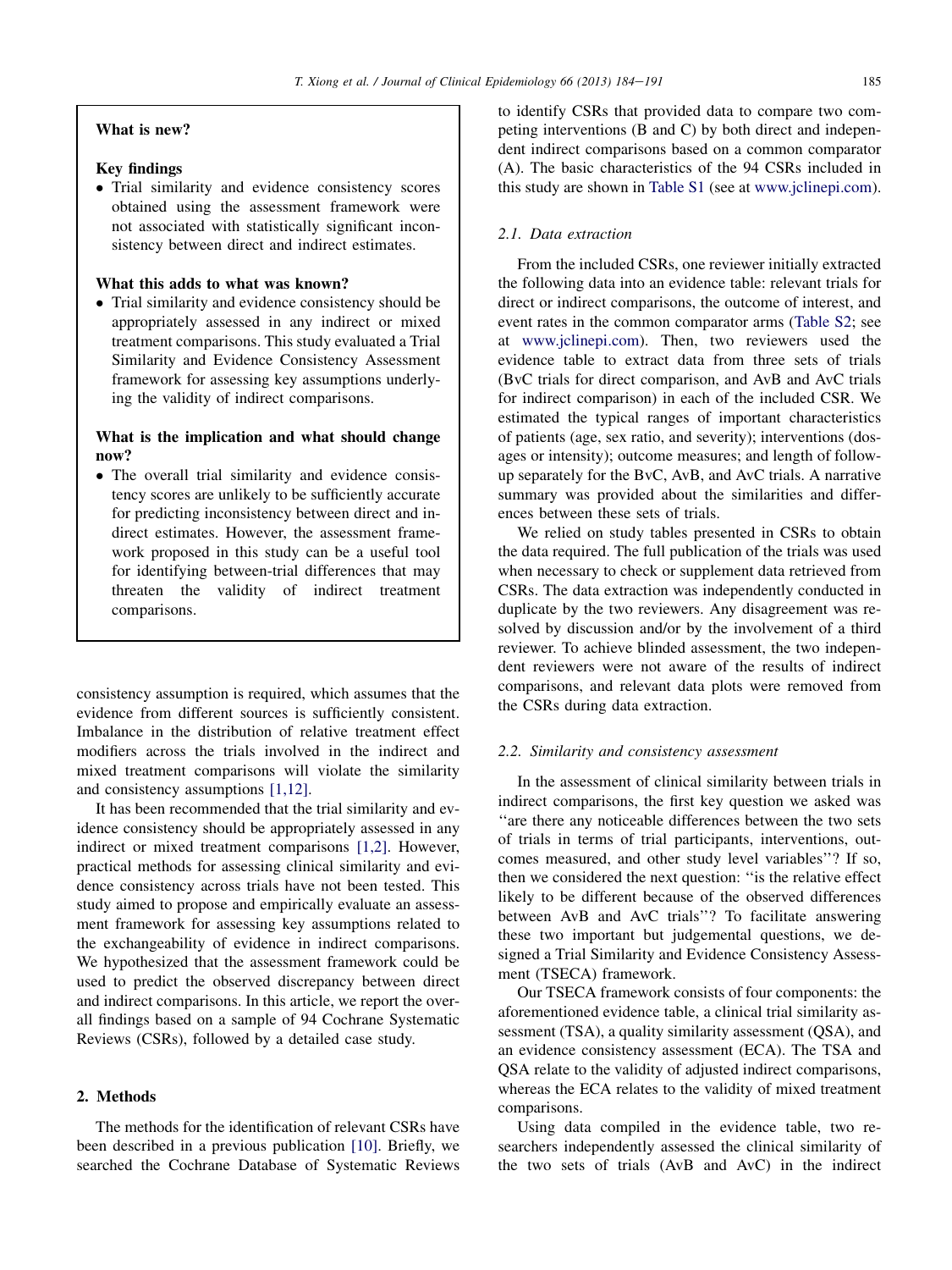**What is new?**

**Key findings**

- Trial similarity and evidence consistency scores obtained using the assessment framework were not associated with statistically significant inconsistency between direct and indirect estimates.

**What this adds to what was known?**

- Trial similarity and evidence consistency should be appropriately assessed in any indirect or mixed treatment comparisons. This study evaluated a Trial Similarity and Evidence Consistency Assessment framework for assessing key assumptions underlying the validity of indirect comparisons.

**What is the implication and what should change now?**

- The overall trial similarity and evidence consistency scores are unlikely to be sufficiently accurate for predicting inconsistency between direct and indirect estimates. However, the assessment framework proposed in this study can be a useful tool for identifying between-trial differences that may threaten the validity of indirect treatment comparisons.

consistency assumption is required, which assumes that the evidence from different sources is sufficiently consistent. Imbalance in the distribution of relative treatment effect modifiers across the trials involved in the indirect and mixed treatment comparisons will violate the similarity and consistency assumptions [1,12].

It has been recommended that the trial similarity and evidence consistency should be appropriately assessed in any indirect or mixed treatment comparisons [1,2]. However, practical methods for assessing clinical similarity and evidence consistency across trials have not been tested. This study aimed to propose and empirically evaluate an assessment framework for assessing key assumptions related to the exchangeability of evidence in indirect comparisons. We hypothesized that the assessment framework could be used to predict the observed discrepancy between direct and indirect comparisons. In this article, we report the overall findings based on a sample of 94 Cochrane Systematic Reviews (CSRs), followed by a detailed case study.

## 2. Methods

The methods for the identification of relevant CSRs have been described in a previous publication [10]. Briefly, we searched the Cochrane Database of Systematic Reviews to identify CSRs that provided data to compare two competing interventions (B and C) by both direct and independent indirect comparisons based on a common comparator (A). The basic characteristics of the 94 CSRs included in this study are shown in Table S1 (see at www.jclinepi.com).

### 2.1. Data extraction

From the included CSRs, one reviewer initially extracted the following data into an evidence table: relevant trials for direct or indirect comparisons, the outcome of interest, and event rates in the common comparator arms (Table S2; see at www.jclinepi.com). Then, two reviewers used the evidence table to extract data from three sets of trials (BvC trials for direct comparison, and AvB and AvC trials for indirect comparison) in each of the included CSR. We estimated the typical ranges of important characteristics of patients (age, sex ratio, and severity); interventions (dosages or intensity); outcome measures; and length of follow-up separately for the BvC, AvB, and AvC trials. A narrative summary was provided about the similarities and differences between these sets of trials.

We relied on study tables presented in CSRs to obtain the data required. The full publication of the trials was used when necessary to check or supplement data retrieved from CSRs. The data extraction was independently conducted in duplicate by the two reviewers. Any disagreement was resolved by discussion and/or by the involvement of a third reviewer. To achieve blinded assessment, the two independent reviewers were not aware of the results of indirect comparisons, and relevant data plots were removed from the CSRs during data extraction.

### 2.2. Similarity and consistency assessment

In the assessment of clinical similarity between trials in indirect comparisons, the first key question we asked was ''are there any noticeable differences between the two sets of trials in terms of trial participants, interventions, outcomes measured, and other study level variables''? If so, then we considered the next question: ''is the relative effect likely to be different because of the observed differences between AvB and AvC trials''? To facilitate answering these two important but judgemental questions, we designed a Trial Similarity and Evidence Consistency Assessment (TSECA) framework.

Our TSECA framework consists of four components: the aforementioned evidence table, a clinical trial similarity assessment (TSA), a quality similarity assessment (QSA), and an evidence consistency assessment (ECA). The TSA and QSA relate to the validity of adjusted indirect comparisons, whereas the ECA relates to the validity of mixed treatment comparisons.

Using data compiled in the evidence table, two researchers independently assessed the clinical similarity of the two sets of trials (AvB and AvC) in the indirect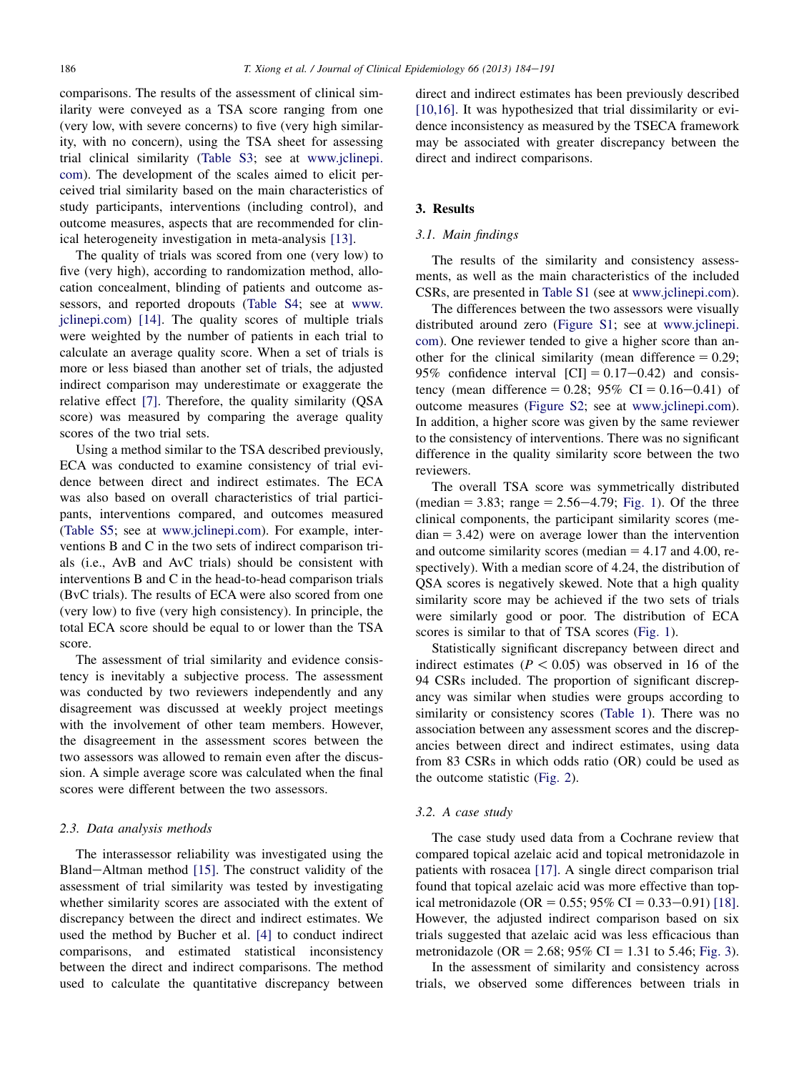comparisons. The results of the assessment of clinical similarity were conveyed as a TSA score ranging from one (very low, with severe concerns) to five (very high similarity, with no concern), using the TSA sheet for assessing trial clinical similarity (Table S3; see at www.jclinepi.com). The development of the scales aimed to elicit perceived trial similarity based on the main characteristics of study participants, interventions (including control), and outcome measures, aspects that are recommended for clinical heterogeneity investigation in meta-analysis [13].

The quality of trials was scored from one (very low) to five (very high), according to randomization method, allocation concealment, blinding of patients and outcome assessors, and reported dropouts (Table S4; see at www.jclinepi.com) [14]. The quality scores of multiple trials were weighted by the number of patients in each trial to calculate an average quality score. When a set of trials is more or less biased than another set of trials, the adjusted indirect comparison may underestimate or exaggerate the relative effect [7]. Therefore, the quality similarity (QSA score) was measured by comparing the average quality scores of the two trial sets.

Using a method similar to the TSA described previously, ECA was conducted to examine consistency of trial evidence between direct and indirect estimates. The ECA was also based on overall characteristics of trial participants, interventions compared, and outcomes measured (Table S5; see at www.jclinepi.com). For example, interventions B and C in the two sets of indirect comparison trials (i.e., AvB and AvC trials) should be consistent with interventions B and C in the head-to-head comparison trials (BvC trials). The results of ECA were also scored from one (very low) to five (very high consistency). In principle, the total ECA score should be equal to or lower than the TSA score.

The assessment of trial similarity and evidence consistency is inevitably a subjective process. The assessment was conducted by two reviewers independently and any disagreement was discussed at weekly project meetings with the involvement of other team members. However, the disagreement in the assessment scores between the two assessors was allowed to remain even after the discussion. A simple average score was calculated when the final scores were different between the two assessors.

### 2.3. Data analysis methods

The interassessor reliability was investigated using the Bland–Altman method [15]. The construct validity of the assessment of trial similarity was tested by investigating whether similarity scores are associated with the extent of discrepancy between the direct and indirect estimates. We used the method by Bucher et al. [4] to conduct indirect comparisons, and estimated statistical inconsistency between the direct and indirect comparisons. The method used to calculate the quantitative discrepancy between direct and indirect estimates has been previously described [10,16]. It was hypothesized that trial dissimilarity or evidence inconsistency as measured by the TSECA framework may be associated with greater discrepancy between the direct and indirect comparisons.

## 3. Results

### 3.1. Main findings

The results of the similarity and consistency assessments, as well as the main characteristics of the included CSRs, are presented in Table S1 (see at www.jclinepi.com).

The differences between the two assessors were visually distributed around zero (Figure S1; see at www.jclinepi.com). One reviewer tended to give a higher score than another for the clinical similarity (mean difference = 0.29; 95% confidence interval [CI] = 0.17–0.42) and consistency (mean difference = 0.28; 95% CI = 0.16–0.41) of outcome measures (Figure S2; see at www.jclinepi.com). In addition, a higher score was given by the same reviewer to the consistency of interventions. There was no significant difference in the quality similarity score between the two reviewers.

The overall TSA score was symmetrically distributed (median = 3.83; range = 2.56–4.79; Fig. 1). Of the three clinical components, the participant similarity scores (median = 3.42) were on average lower than the intervention and outcome similarity scores (median = 4.17 and 4.00, respectively). With a median score of 4.24, the distribution of QSA scores is negatively skewed. Note that a high quality similarity score may be achieved if the two sets of trials were similarly good or poor. The distribution of ECA scores is similar to that of TSA scores (Fig. 1).

Statistically significant discrepancy between direct and indirect estimates ($P < 0.05$) was observed in 16 of the 94 CSRs included. The proportion of significant discrepancy was similar when studies were groups according to similarity or consistency scores (Table 1). There was no association between any assessment scores and the discrepancies between direct and indirect estimates, using data from 83 CSRs in which odds ratio (OR) could be used as the outcome statistic (Fig. 2).

### 3.2. A case study

The case study used data from a Cochrane review that compared topical azelaic acid and topical metronidazole in patients with rosacea [17]. A single direct comparison trial found that topical azelaic acid was more effective than topical metronidazole (OR = 0.55; 95% CI = 0.33–0.91) [18]. However, the adjusted indirect comparison based on six trials suggested that azelaic acid was less efficacious than metronidazole (OR = 2.68; 95% CI = 1.31 to 5.46; Fig. 3).

In the assessment of similarity and consistency across trials, we observed some differences between trials in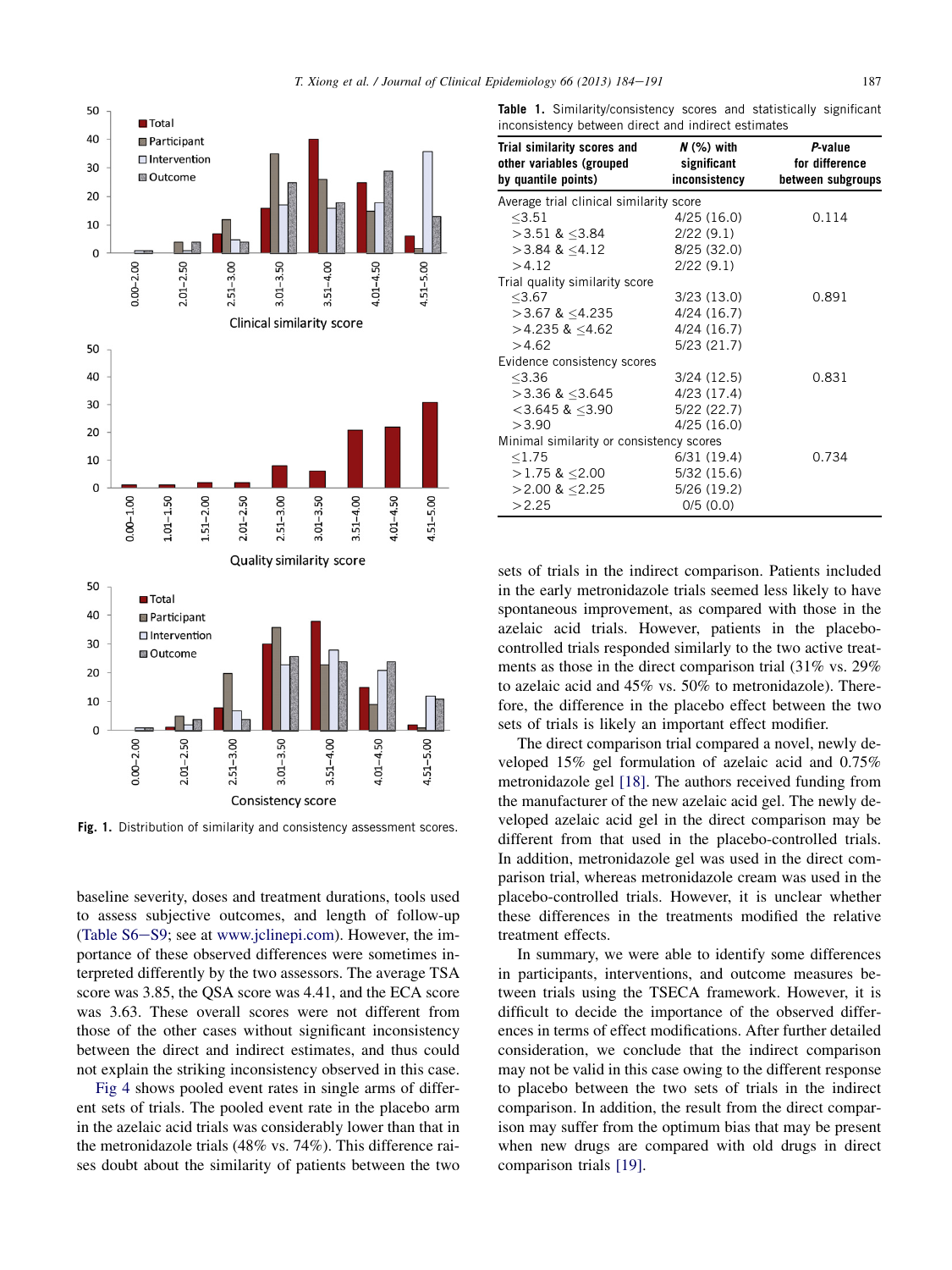Fig. 1. Distribution of similarity and consistency assessment scores.

baseline severity, doses and treatment durations, tools used to assess subjective outcomes, and length of follow-up (Table S6–S9; see at www.jclinepi.com). However, the importance of these observed differences were sometimes interpreted differently by the two assessors. The average TSA score was 3.85, the QSA score was 4.41, and the ECA score was 3.63. These overall scores were not different from those of the other cases without significant inconsistency between the direct and indirect estimates, and thus could not explain the striking inconsistency observed in this case.

Fig 4 shows pooled event rates in single arms of different sets of trials. The pooled event rate in the placebo arm in the azelaic acid trials was considerably lower than that in the metronidazole trials (48% vs. 74%). This difference raises doubt about the similarity of patients between the two sets of trials in the indirect comparison. Patients included in the early metronidazole trials seemed less likely to have spontaneous improvement, as compared with those in the azelaic acid trials. However, patients in the placebo-controlled trials responded similarly to the two active treatments as those in the direct comparison trial (31% vs. 29% to azelaic acid and 45% vs. 50% to metronidazole). Therefore, the difference in the placebo effect between the two sets of trials is likely an important effect modifier.

The direct comparison trial compared a novel, newly developed 15% gel formulation of azelaic acid and 0.75% metronidazole gel [18]. The authors received funding from the manufacturer of the new azelaic acid gel. The newly developed azelaic acid gel in the direct comparison may be different from that used in the placebo-controlled trials. In addition, metronidazole gel was used in the direct comparison trial, whereas metronidazole cream was used in the placebo-controlled trials. However, it is unclear whether these differences in the treatments modified the relative treatment effects.

In summary, we were able to identify some differences in participants, interventions, and outcome measures between trials using the TSECA framework. However, it is difficult to decide the importance of the observed differences in terms of effect modifications. After further detailed consideration, we conclude that the indirect comparison may not be valid in this case owing to the different response to placebo between the two sets of trials in the indirect comparison. In addition, the result from the direct comparison may suffer from the optimum bias that may be present when new drugs are compared with old drugs in direct comparison trials [19].

**Table 1.** Similarity/consistency scores and statistically significant inconsistency between direct and indirect estimates

| Trial similarity scores and other variables (grouped by quantile points) | N (%) with significant inconsistency | P-value for difference between subgroups |
|---|---|---|
| Average trial clinical similarity score | | |
| ≤3.51 | 4/25 (16.0) | 0.114 |
| >3.51 & ≤3.84 | 2/22 (9.1) | |
| >3.84 & ≤4.12 | 8/25 (32.0) | |
| >4.12 | 2/22 (9.1) | |
| Trial quality similarity score | | |
| ≤3.67 | 3/23 (13.0) | 0.891 |
| >3.67 & ≤4.235 | 4/24 (16.7) | |
| >4.235 & ≤4.62 | 4/24 (16.7) | |
| >4.62 | 5/23 (21.7) | |
| Evidence consistency scores | | |
| ≤3.36 | 3/24 (12.5) | 0.831 |
| >3.36 & ≤3.645 | 4/23 (17.4) | |
| <3.645 & ≤3.90 | 5/22 (22.7) | |
| >3.90 | 4/25 (16.0) | |
| Minimal similarity or consistency scores | | |
| ≤1.75 | 6/31 (19.4) | 0.734 |
| >1.75 & ≤2.00 | 5/32 (15.6) | |
| >2.00 & ≤2.25 | 5/26 (19.2) | |
| >2.25 | 0/5 (0.0) | |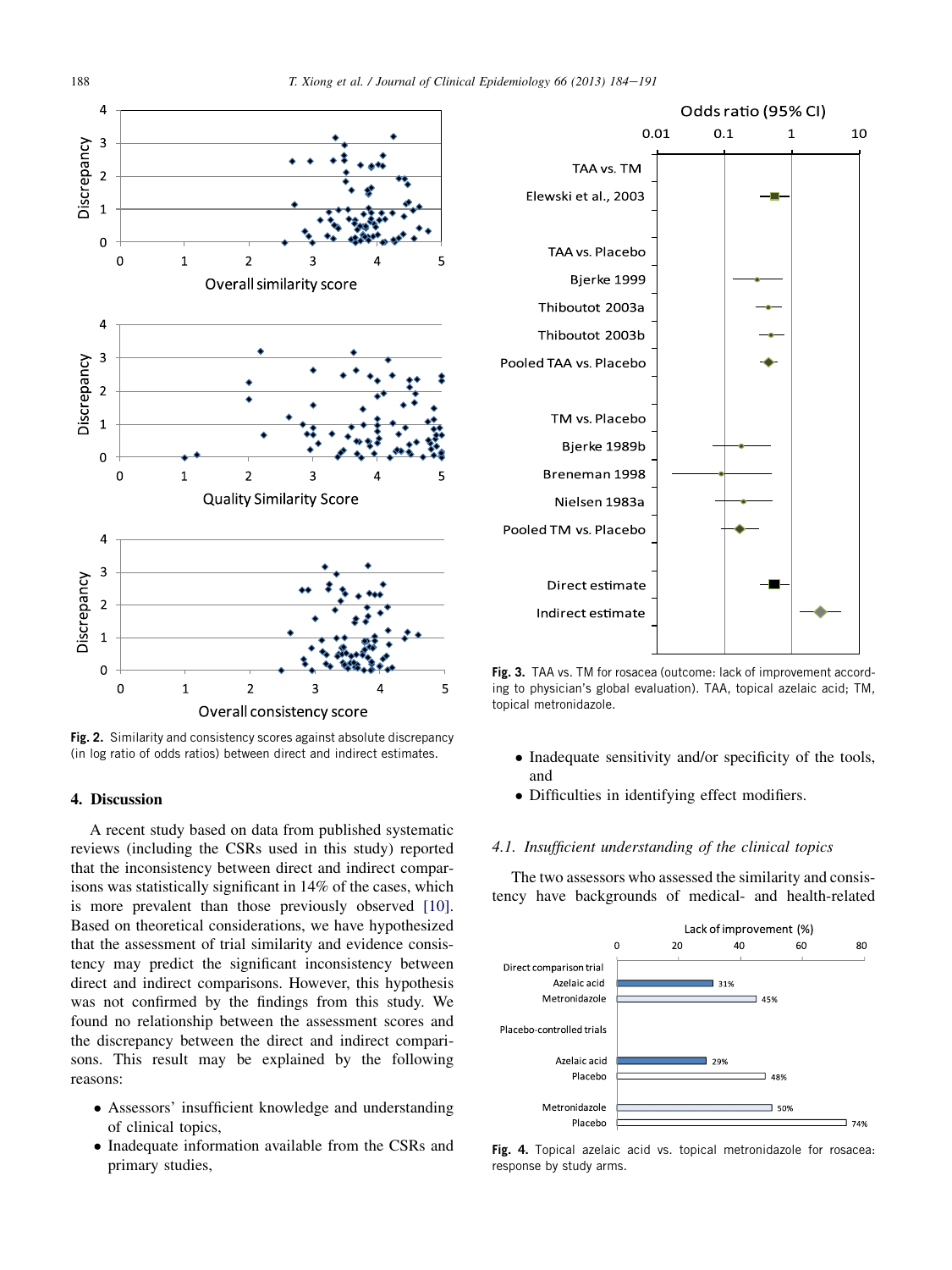Fig. 2. Similarity and consistency scores against absolute discrepancy (in log ratio of odds ratios) between direct and indirect estimates.

## 4. Discussion

A recent study based on data from published systematic reviews (including the CSRs used in this study) reported that the inconsistency between direct and indirect comparisons was statistically significant in 14% of the cases, which is more prevalent than those previously observed [10]. Based on theoretical considerations, we have hypothesized that the assessment of trial similarity and evidence consistency may predict the significant inconsistency between direct and indirect comparisons. However, this hypothesis was not confirmed by the findings from this study. We found no relationship between the assessment scores and the discrepancy between the direct and indirect comparisons. This result may be explained by the following reasons:

- Assessors' insufficient knowledge and understanding of clinical topics,
- Inadequate information available from the CSRs and primary studies,
- Inadequate sensitivity and/or specificity of the tools, and
- Difficulties in identifying effect modifiers.

Fig. 3. TAA vs. TM for rosacea (outcome: lack of improvement according to physician's global evaluation). TAA, topical azelaic acid; TM, topical metronidazole.

### 4.1. *Insufficient understanding of the clinical topics*

The two assessors who assessed the similarity and consistency have backgrounds of medical- and health-related

Fig. 4. Topical azelaic acid vs. topical metronidazole for rosacea: response by study arms.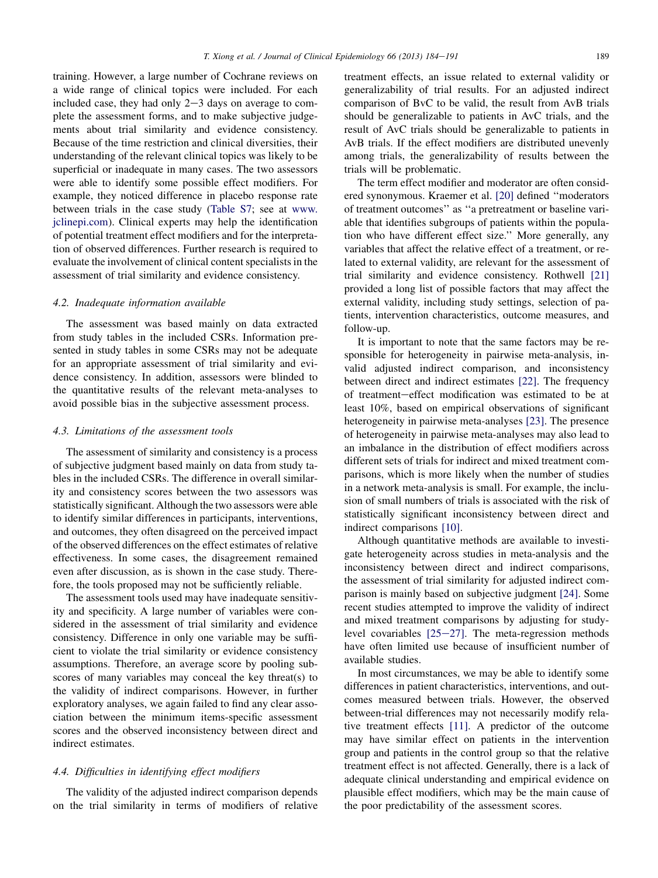training. However, a large number of Cochrane reviews on a wide range of clinical topics were included. For each included case, they had only 2−3 days on average to complete the assessment forms, and to make subjective judgements about trial similarity and evidence consistency. Because of the time restriction and clinical diversities, their understanding of the relevant clinical topics was likely to be superficial or inadequate in many cases. The two assessors were able to identify some possible effect modifiers. For example, they noticed difference in placebo response rate between trials in the case study (Table S7; see at www.jclinepi.com). Clinical experts may help the identification of potential treatment effect modifiers and for the interpretation of observed differences. Further research is required to evaluate the involvement of clinical content specialists in the assessment of trial similarity and evidence consistency.

### 4.2. Inadequate information available

The assessment was based mainly on data extracted from study tables in the included CSRs. Information presented in study tables in some CSRs may not be adequate for an appropriate assessment of trial similarity and evidence consistency. In addition, assessors were blinded to the quantitative results of the relevant meta-analyses to avoid possible bias in the subjective assessment process.

### 4.3. Limitations of the assessment tools

The assessment of similarity and consistency is a process of subjective judgment based mainly on data from study tables in the included CSRs. The difference in overall similarity and consistency scores between the two assessors was statistically significant. Although the two assessors were able to identify similar differences in participants, interventions, and outcomes, they often disagreed on the perceived impact of the observed differences on the effect estimates of relative effectiveness. In some cases, the disagreement remained even after discussion, as is shown in the case study. Therefore, the tools proposed may not be sufficiently reliable.

The assessment tools used may have inadequate sensitivity and specificity. A large number of variables were considered in the assessment of trial similarity and evidence consistency. Difference in only one variable may be sufficient to violate the trial similarity or evidence consistency assumptions. Therefore, an average score by pooling subscores of many variables may conceal the key threat(s) to the validity of indirect comparisons. However, in further exploratory analyses, we again failed to find any clear association between the minimum items-specific assessment scores and the observed inconsistency between direct and indirect estimates.

### 4.4. Difficulties in identifying effect modifiers

The validity of the adjusted indirect comparison depends on the trial similarity in terms of modifiers of relative treatment effects, an issue related to external validity or generalizability of trial results. For an adjusted indirect comparison of BvC to be valid, the result from AvB trials should be generalizable to patients in AvC trials, and the result of AvC trials should be generalizable to patients in AvB trials. If the effect modifiers are distributed unevenly among trials, the generalizability of results between the trials will be problematic.

The term effect modifier and moderator are often considered synonymous. Kraemer et al. [20] defined "moderators of treatment outcomes" as "a pretreatment or baseline variable that identifies subgroups of patients within the population who have different effect size." More generally, any variables that affect the relative effect of a treatment, or related to external validity, are relevant for the assessment of trial similarity and evidence consistency. Rothwell [21] provided a long list of possible factors that may affect the external validity, including study settings, selection of patients, intervention characteristics, outcome measures, and follow-up.

It is important to note that the same factors may be responsible for heterogeneity in pairwise meta-analysis, invalid adjusted indirect comparison, and inconsistency between direct and indirect estimates [22]. The frequency of treatment−effect modification was estimated to be at least 10%, based on empirical observations of significant heterogeneity in pairwise meta-analyses [23]. The presence of heterogeneity in pairwise meta-analyses may also lead to an imbalance in the distribution of effect modifiers across different sets of trials for indirect and mixed treatment comparisons, which is more likely when the number of studies in a network meta-analysis is small. For example, the inclusion of small numbers of trials is associated with the risk of statistically significant inconsistency between direct and indirect comparisons [10].

Although quantitative methods are available to investigate heterogeneity across studies in meta-analysis and the inconsistency between direct and indirect comparisons, the assessment of trial similarity for adjusted indirect comparison is mainly based on subjective judgment [24]. Some recent studies attempted to improve the validity of indirect and mixed treatment comparisons by adjusting for study-level covariables [25−27]. The meta-regression methods have often limited use because of insufficient number of available studies.

In most circumstances, we may be able to identify some differences in patient characteristics, interventions, and outcomes measured between trials. However, the observed between-trial differences may not necessarily modify relative treatment effects [11]. A predictor of the outcome may have similar effect on patients in the intervention group and patients in the control group so that the relative treatment effect is not affected. Generally, there is a lack of adequate clinical understanding and empirical evidence on plausible effect modifiers, which may be the main cause of the poor predictability of the assessment scores.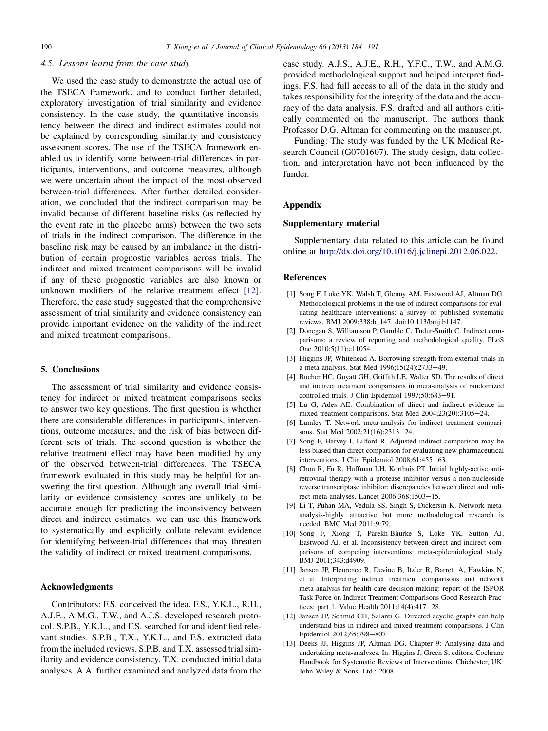### 4.5. Lessons learnt from the case study

We used the case study to demonstrate the actual use of the TSECA framework, and to conduct further detailed, exploratory investigation of trial similarity and evidence consistency. In the case study, the quantitative inconsistency between the direct and indirect estimates could not be explained by corresponding similarity and consistency assessment scores. The use of the TSECA framework enabled us to identify some between-trial differences in participants, interventions, and outcome measures, although we were uncertain about the impact of the most-observed between-trial differences. After further detailed consideration, we concluded that the indirect comparison may be invalid because of different baseline risks (as reflected by the event rate in the placebo arms) between the two sets of trials in the indirect comparison. The difference in the baseline risk may be caused by an imbalance in the distribution of certain prognostic variables across trials. The indirect and mixed treatment comparisons will be invalid if any of these prognostic variables are also known or unknown modifiers of the relative treatment effect [12]. Therefore, the case study suggested that the comprehensive assessment of trial similarity and evidence consistency can provide important evidence on the validity of the indirect and mixed treatment comparisons.

## 5. Conclusions

The assessment of trial similarity and evidence consistency for indirect or mixed treatment comparisons seeks to answer two key questions. The first question is whether there are considerable differences in participants, interventions, outcome measures, and the risk of bias between different sets of trials. The second question is whether the relative treatment effect may have been modified by any of the observed between-trial differences. The TSECA framework evaluated in this study may be helpful for answering the first question. Although any overall trial similarity or evidence consistency scores are unlikely to be accurate enough for predicting the inconsistency between direct and indirect estimates, we can use this framework to systematically and explicitly collate relevant evidence for identifying between-trial differences that may threaten the validity of indirect or mixed treatment comparisons.

## Acknowledgments

Contributors: F.S. conceived the idea. F.S., Y.K.L., R.H., A.J.E., A.M.G., T.W., and A.J.S. developed research protocol. S.P.B., Y.K.L., and F.S. searched for and identified relevant studies. S.P.B., T.X., Y.K.L., and F.S. extracted data from the included reviews. S.P.B. and T.X. assessed trial similarity and evidence consistency. T.X. conducted initial data analyses. A.A. further examined and analyzed data from the case study. A.J.S., A.J.E., R.H., Y.F.C., T.W., and A.M.G. provided methodological support and helped interpret findings. F.S. had full access to all of the data in the study and takes responsibility for the integrity of the data and the accuracy of the data analysis. F.S. drafted and all authors critically commented on the manuscript. The authors thank Professor D.G. Altman for commenting on the manuscript.

Funding: The study was funded by the UK Medical Research Council (G0701607). The study design, data collection, and interpretation have not been influenced by the funder.

## Appendix

### Supplementary material

Supplementary data related to this article can be found online at http://dx.doi.org/10.1016/j.jclinepi.2012.06.022.

## References

[1] Song F, Loke YK, Walsh T, Glenny AM, Eastwood AJ, Altman DG. Methodological problems in the use of indirect comparisons for evaluating healthcare interventions: a survey of published systematic reviews. BMJ 2009;338:b1147. doi:10.113/bmj.b1147.

[2] Donegan S, Williamson P, Gamble C, Tudur-Smith C. Indirect comparisons: a review of reporting and methodological quality. PLoS One 2010;5(11):e11054.

[3] Higgins JP, Whitehead A. Borrowing strength from external trials in a meta-analysis. Stat Med 1996;15(24):2733−49.

[4] Bucher HC, Guyatt GH, Griffith LE, Walter SD. The results of direct and indirect treatment comparisons in meta-analysis of randomized controlled trials. J Clin Epidemiol 1997;50:683−91.

[5] Lu G, Ades AE. Combination of direct and indirect evidence in mixed treatment comparisons. Stat Med 2004;23(20):3105−24.

[6] Lumley T. Network meta-analysis for indirect treatment comparisons. Stat Med 2002;21(16):2313−24.

[7] Song F, Harvey I, Lilford R. Adjusted indirect comparison may be less biased than direct comparison for evaluating new pharmaceutical interventions. J Clin Epidemiol 2008;61:455−63.

[8] Chou R, Fu R, Huffman LH, Korthuis PT. Initial highly-active antiretroviral therapy with a protease inhibitor versus a non-nucleoside reverse transcriptase inhibitor: discrepancies between direct and indirect meta-analyses. Lancet 2006;368:1503−15.

[9] Li T, Puhan MA, Vedula SS, Singh S, Dickersin K. Network meta-analysis-highly attractive but more methodological research is needed. BMC Med 2011;9:79.

[10] Song F, Xiong T, Parekh-Bhurke S, Loke YK, Sutton AJ, Eastwood AJ, et al. Inconsistency between direct and indirect comparisons of competing interventions: meta-epidemiological study. BMJ 2011;343:d4909.

[11] Jansen JP, Fleurence R, Devine B, Itzler R, Barrett A, Hawkins N, et al. Interpreting indirect treatment comparisons and network meta-analysis for health-care decision making: report of the ISPOR Task Force on Indirect Treatment Comparisons Good Research Practices: part 1. Value Health 2011;14(4):417−28.

[12] Jansen JP, Schmid CH, Salanti G. Directed acyclic graphs can help understand bias in indirect and mixed treatment comparisons. J Clin Epidemiol 2012;65:798−807.

[13] Deeks JJ, Higgins JP, Altman DG. Chapter 9: Analysing data and undertaking meta-analyses. In: Higgins J, Green S, editors. Cochrane Handbook for Systematic Reviews of Interventions. Chichester, UK: John Wiley & Sons, Ltd.; 2008.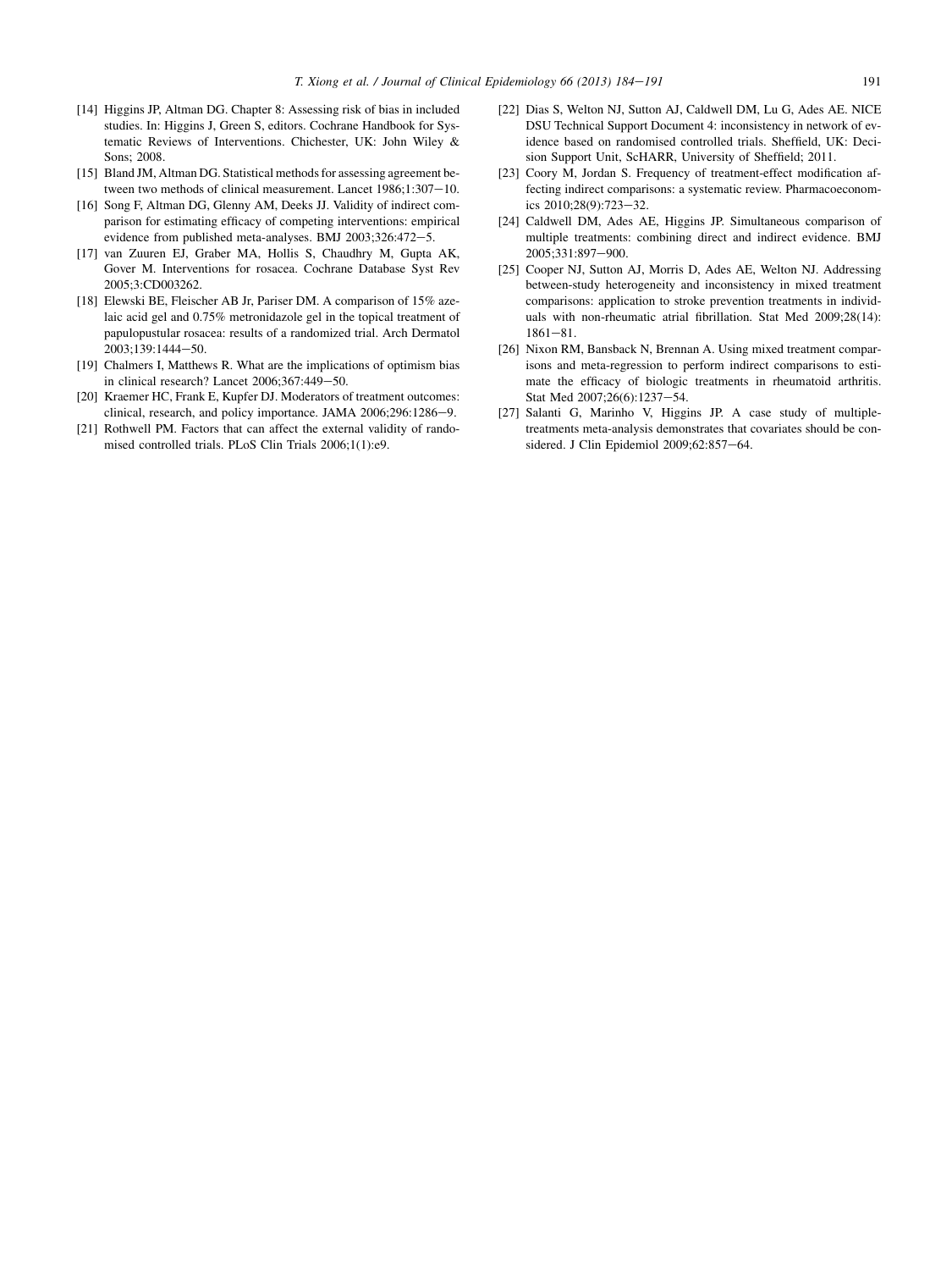[14] Higgins JP, Altman DG. Chapter 8: Assessing risk of bias in included studies. In: Higgins J, Green S, editors. Cochrane Handbook for Systematic Reviews of Interventions. Chichester, UK: John Wiley & Sons; 2008.

[15] Bland JM, Altman DG. Statistical methods for assessing agreement between two methods of clinical measurement. Lancet 1986;1:307–10.

[16] Song F, Altman DG, Glenny AM, Deeks JJ. Validity of indirect comparison for estimating efficacy of competing interventions: empirical evidence from published meta-analyses. BMJ 2003;326:472–5.

[17] van Zuuren EJ, Graber MA, Hollis S, Chaudhry M, Gupta AK, Gover M. Interventions for rosacea. Cochrane Database Syst Rev 2005;3:CD003262.

[18] Elewski BE, Fleischer AB Jr, Pariser DM. A comparison of 15% azelaic acid gel and 0.75% metronidazole gel in the topical treatment of papulopustular rosacea: results of a randomized trial. Arch Dermatol 2003;139:1444–50.

[19] Chalmers I, Matthews R. What are the implications of optimism bias in clinical research? Lancet 2006;367:449–50.

[20] Kraemer HC, Frank E, Kupfer DJ. Moderators of treatment outcomes: clinical, research, and policy importance. JAMA 2006;296:1286–9.

[21] Rothwell PM. Factors that can affect the external validity of randomised controlled trials. PLoS Clin Trials 2006;1(1):e9.

[22] Dias S, Welton NJ, Sutton AJ, Caldwell DM, Lu G, Ades AE. NICE DSU Technical Support Document 4: inconsistency in network of evidence based on randomised controlled trials. Sheffield, UK: Decision Support Unit, ScHARR, University of Sheffield; 2011.

[23] Coory M, Jordan S. Frequency of treatment-effect modification affecting indirect comparisons: a systematic review. Pharmacoeconomics 2010;28(9):723–32.

[24] Caldwell DM, Ades AE, Higgins JP. Simultaneous comparison of multiple treatments: combining direct and indirect evidence. BMJ 2005;331:897–900.

[25] Cooper NJ, Sutton AJ, Morris D, Ades AE, Welton NJ. Addressing between-study heterogeneity and inconsistency in mixed treatment comparisons: application to stroke prevention treatments in individuals with non-rheumatic atrial fibrillation. Stat Med 2009;28(14):1861–81.

[26] Nixon RM, Bansback N, Brennan A. Using mixed treatment comparisons and meta-regression to perform indirect comparisons to estimate the efficacy of biologic treatments in rheumatoid arthritis. Stat Med 2007;26(6):1237–54.

[27] Salanti G, Marinho V, Higgins JP. A case study of multiple-treatments meta-analysis demonstrates that covariates should be considered. J Clin Epidemiol 2009;62:857–64.